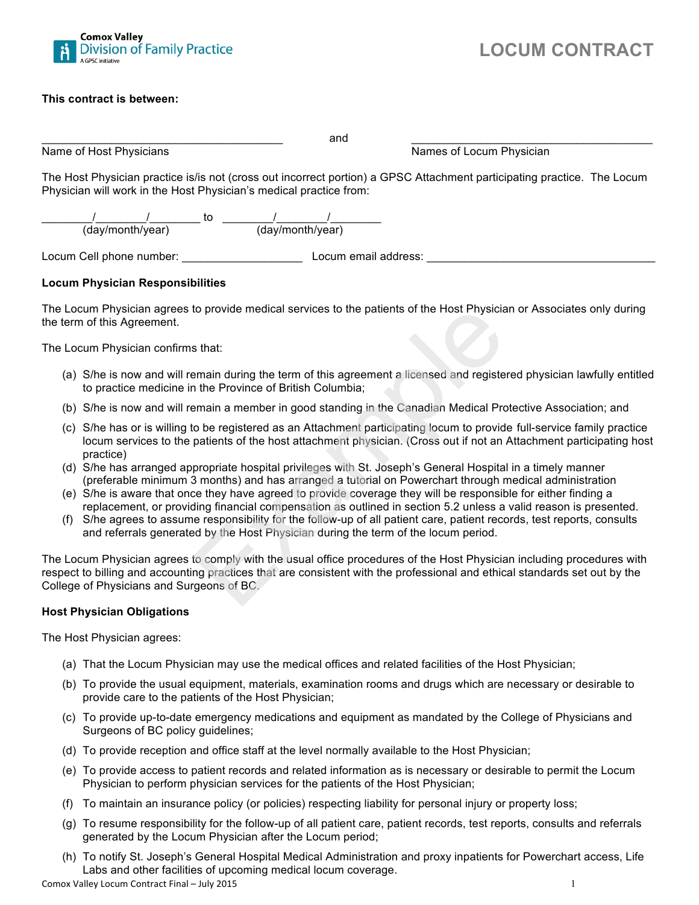Comox Valley
Division of Family Practice
A GPSC initiative

# LOCUM CONTRACT

**This contract is between:**

_______________________________________ and _______________________________________

Name of Host Physicians                                                    Names of Locum Physician

The Host Physician practice is/is not (cross out incorrect portion) a GPSC Attachment participating practice. The Locum Physician will work in the Host Physician's medical practice from:

________/________/________ to ________/________/________
(day/month/year)                                   (day/month/year)

Locum Cell phone number: ___________________ Locum email address: ____________________________________

**Locum Physician Responsibilities**

The Locum Physician agrees to provide medical services to the patients of the Host Physician or Associates only during the term of this Agreement.

The Locum Physician confirms that:

(a) S/he is now and will remain during the term of this agreement a licensed and registered physician lawfully entitled to practice medicine in the Province of British Columbia;

(b) S/he is now and will remain a member in good standing in the Canadian Medical Protective Association; and

(c) S/he has or is willing to be registered as an Attachment participating locum to provide full-service family practice locum services to the patients of the host attachment physician. (Cross out if not an Attachment participating host practice)

(d) S/he has arranged appropriate hospital privileges with St. Joseph's General Hospital in a timely manner (preferable minimum 3 months) and has arranged a tutorial on Powerchart through medical administration

(e) S/he is aware that once they have agreed to provide coverage they will be responsible for either finding a replacement, or providing financial compensation as outlined in section 5.2 unless a valid reason is presented.

(f) S/he agrees to assume responsibility for the follow-up of all patient care, patient records, test reports, consults and referrals generated by the Host Physician during the term of the locum period.

The Locum Physician agrees to comply with the usual office procedures of the Host Physician including procedures with respect to billing and accounting practices that are consistent with the professional and ethical standards set out by the College of Physicians and Surgeons of BC.

**Host Physician Obligations**

The Host Physician agrees:

(a) That the Locum Physician may use the medical offices and related facilities of the Host Physician;

(b) To provide the usual equipment, materials, examination rooms and drugs which are necessary or desirable to provide care to the patients of the Host Physician;

(c) To provide up-to-date emergency medications and equipment as mandated by the College of Physicians and Surgeons of BC policy guidelines;

(d) To provide reception and office staff at the level normally available to the Host Physician;

(e) To provide access to patient records and related information as is necessary or desirable to permit the Locum Physician to perform physician services for the patients of the Host Physician;

(f) To maintain an insurance policy (or policies) respecting liability for personal injury or property loss;

(g) To resume responsibility for the follow-up of all patient care, patient records, test reports, consults and referrals generated by the Locum Physician after the Locum period;

(h) To notify St. Joseph's General Hospital Medical Administration and proxy inpatients for Powerchart access, Life Labs and other facilities of upcoming medical locum coverage.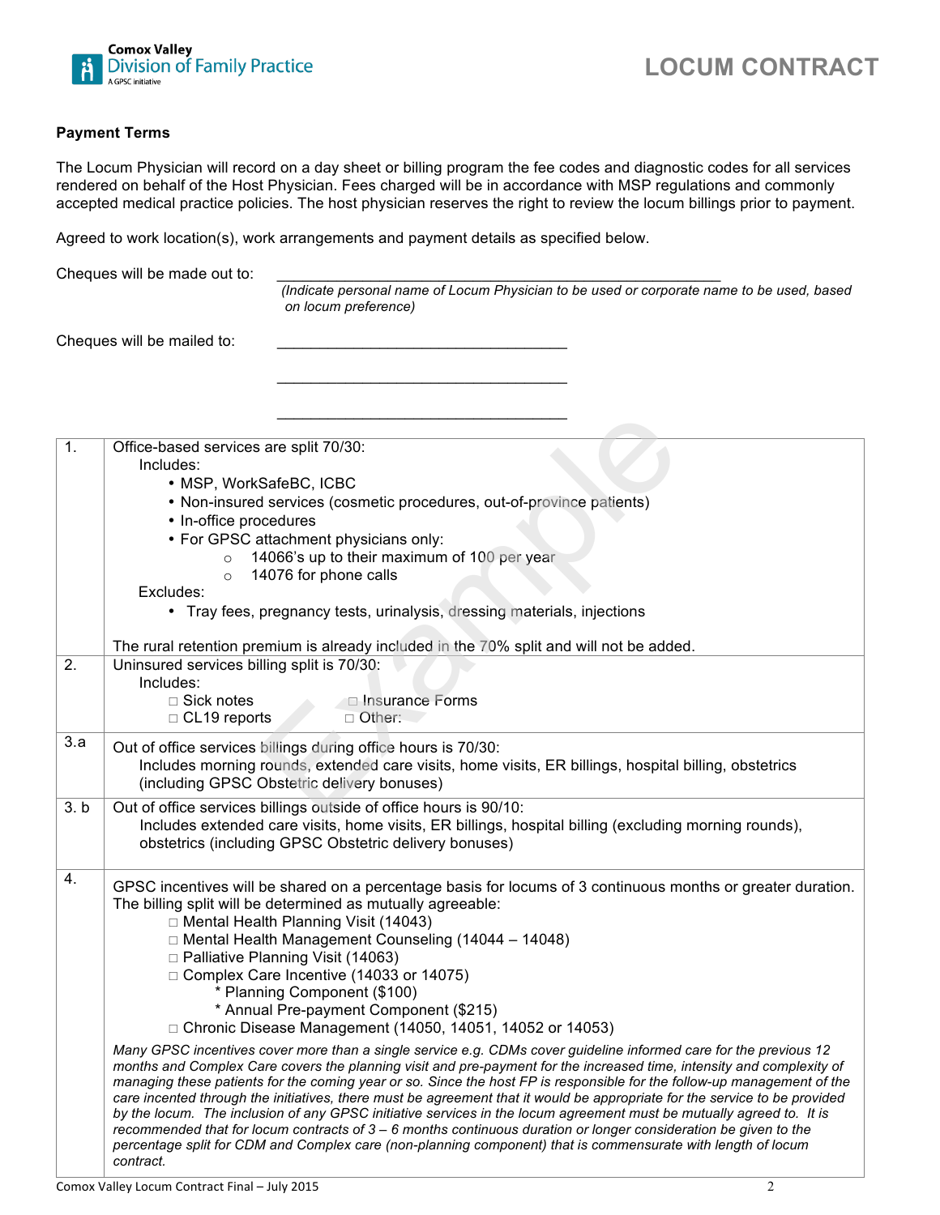### Payment Terms

The Locum Physician will record on a day sheet or billing program the fee codes and diagnostic codes for all services rendered on behalf of the Host Physician. Fees charged will be in accordance with MSP regulations and commonly accepted medical practice policies. The host physician reserves the right to review the locum billings prior to payment.

Agreed to work location(s), work arrangements and payment details as specified below.

Cheques will be made out to: ____________________________________________________

*(Indicate personal name of Locum Physician to be used or corporate name to be used, based on locum preference)*

Cheques will be mailed to: __________________________________

__________________________________

__________________________________

| | |
|---|---|
| 1. | Office-based services are split 70/30:<br>Includes:<br>• MSP, WorkSafeBC, ICBC<br>• Non-insured services (cosmetic procedures, out-of-province patients)<br>• In-office procedures<br>• For GPSC attachment physicians only:<br>○ 14066's up to their maximum of 100 per year<br>○ 14076 for phone calls<br>Excludes:<br>• Tray fees, pregnancy tests, urinalysis, dressing materials, injections<br><br>The rural retention premium is already included in the 70% split and will not be added. |
| 2. | Uninsured services billing split is 70/30:<br>Includes:<br>□ Sick notes □ Insurance Forms<br>□ CL19 reports □ Other: |
| 3.a | Out of office services billings during office hours is 70/30:<br>Includes morning rounds, extended care visits, home visits, ER billings, hospital billing, obstetrics (including GPSC Obstetric delivery bonuses) |
| 3. b | Out of office services billings outside of office hours is 90/10:<br>Includes extended care visits, home visits, ER billings, hospital billing (excluding morning rounds), obstetrics (including GPSC Obstetric delivery bonuses) |
| 4. | GPSC incentives will be shared on a percentage basis for locums of 3 continuous months or greater duration. The billing split will be determined as mutually agreeable:<br>□ Mental Health Planning Visit (14043)<br>□ Mental Health Management Counseling (14044 – 14048)<br>□ Palliative Planning Visit (14063)<br>□ Complex Care Incentive (14033 or 14075)<br>* Planning Component ($100)<br>* Annual Pre-payment Component ($215)<br>□ Chronic Disease Management (14050, 14051, 14052 or 14053)<br><br>*Many GPSC incentives cover more than a single service e.g. CDMs cover guideline informed care for the previous 12 months and Complex Care covers the planning visit and pre-payment for the increased time, intensity and complexity of managing these patients for the coming year or so. Since the host FP is responsible for the follow-up management of the care incented through the initiatives, there must be agreement that it would be appropriate for the service to be provided by the locum. The inclusion of any GPSC initiative services in the locum agreement must be mutually agreed to. It is recommended that for locum contracts of 3 – 6 months continuous duration or longer consideration be given to the percentage split for CDM and Complex care (non-planning component) that is commensurate with length of locum contract.* |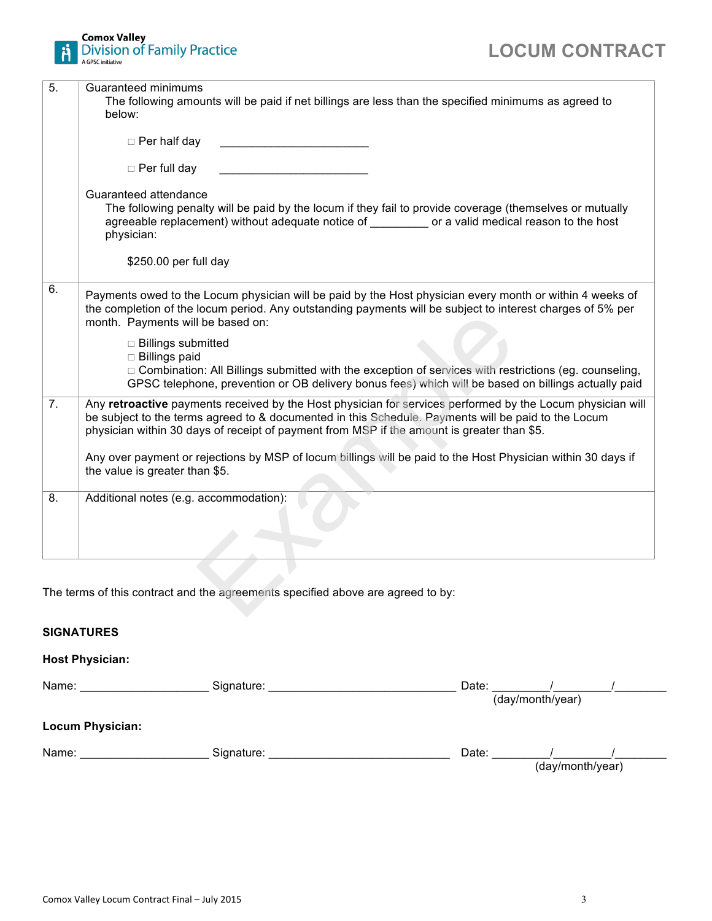| | |
|---|---|
| 5. | Guaranteed minimums<br>The following amounts will be paid if net billings are less than the specified minimums as agreed to below:<br><br>□ Per half day \_\_\_\_\_\_\_\_\_\_\_\_\_\_\_\_\_\_\_\_\_\_\_<br><br>□ Per full day \_\_\_\_\_\_\_\_\_\_\_\_\_\_\_\_\_\_\_\_\_\_\_<br><br>Guaranteed attendance<br>The following penalty will be paid by the locum if they fail to provide coverage (themselves or mutually agreeable replacement) without adequate notice of \_\_\_\_\_\_\_\_\_ or a valid medical reason to the host physician:<br><br>$250.00 per full day |
| 6. | Payments owed to the Locum physician will be paid by the Host physician every month or within 4 weeks of the completion of the locum period. Any outstanding payments will be subject to interest charges of 5% per month. Payments will be based on:<br><br>□ Billings submitted<br>□ Billings paid<br>□ Combination: All Billings submitted with the exception of services with restrictions (eg. counseling, GPSC telephone, prevention or OB delivery bonus fees) which will be based on billings actually paid |
| 7. | Any **retroactive** payments received by the Host physician for services performed by the Locum physician will be subject to the terms agreed to & documented in this Schedule. Payments will be paid to the Locum physician within 30 days of receipt of payment from MSP if the amount is greater than $5.<br><br>Any over payment or rejections by MSP of locum billings will be paid to the Host Physician within 30 days if the value is greater than $5. |
| 8. | Additional notes (e.g. accommodation): |

The terms of this contract and the agreements specified above are agreed to by:

**SIGNATURES**

**Host Physician:**

Name: \_\_\_\_\_\_\_\_\_\_\_\_\_\_\_\_\_\_\_\_ Signature: \_\_\_\_\_\_\_\_\_\_\_\_\_\_\_\_\_\_\_\_\_\_\_\_\_\_\_\_\_ Date: \_\_\_\_\_\_\_\_\_/\_\_\_\_\_\_\_\_\_/\_\_\_\_\_\_\_\_
(day/month/year)

**Locum Physician:**

Name: \_\_\_\_\_\_\_\_\_\_\_\_\_\_\_\_\_\_\_\_ Signature: \_\_\_\_\_\_\_\_\_\_\_\_\_\_\_\_\_\_\_\_\_\_\_\_\_\_\_\_ Date: \_\_\_\_\_\_\_\_\_/\_\_\_\_\_\_\_\_\_/\_\_\_\_\_\_\_\_
(day/month/year)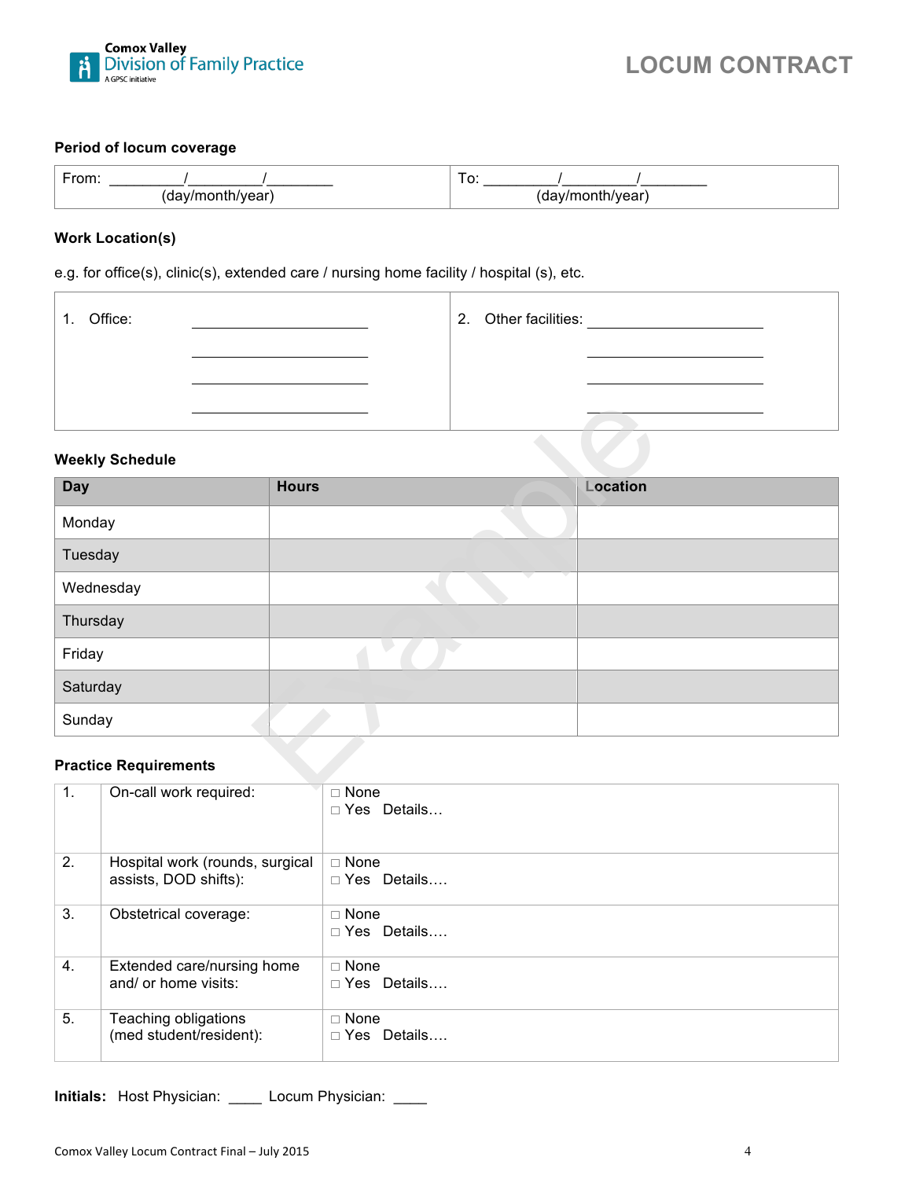Comox Valley
Division of Family Practice
A GPSC initiative

# LOCUM CONTRACT

### Period of locum coverage

| From: _________/_________/________ (day/month/year) | To: _________/_________/________ (day/month/year) |
|---|---|

### Work Location(s)

e.g. for office(s), clinic(s), extended care / nursing home facility / hospital (s), etc.

| 1. Office: ______________________ ______________________ ______________________ ______________________ | 2. Other facilities: ______________________ ______________________ ______________________ ______________________ |
|---|---|

### Weekly Schedule

| Day | Hours | Location |
|---|---|---|
| Monday | | |
| Tuesday | | |
| Wednesday | | |
| Thursday | | |
| Friday | | |
| Saturday | | |
| Sunday | | |

### Practice Requirements

| | | |
|---|---|---|
| 1. | On-call work required: | □ None<br>□ Yes Details… |
| 2. | Hospital work (rounds, surgical assists, DOD shifts): | □ None<br>□ Yes Details…. |
| 3. | Obstetrical coverage: | □ None<br>□ Yes Details…. |
| 4. | Extended care/nursing home and/ or home visits: | □ None<br>□ Yes Details…. |
| 5. | Teaching obligations (med student/resident): | □ None<br>□ Yes Details…. |

**Initials:** Host Physician: ____ Locum Physician: ____

Comox Valley Locum Contract Final – July 2015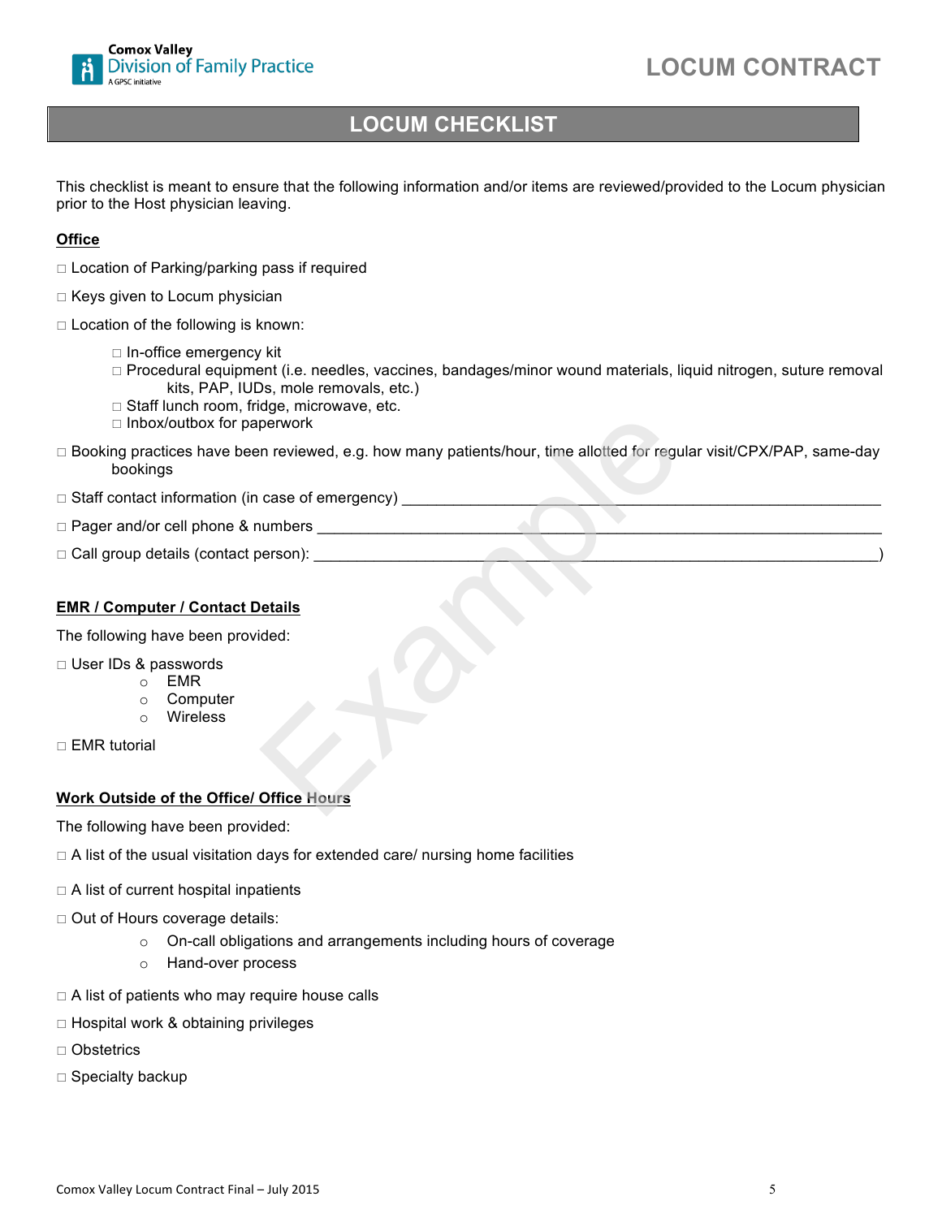# LOCUM CHECKLIST

This checklist is meant to ensure that the following information and/or items are reviewed/provided to the Locum physician prior to the Host physician leaving.

**Office**

□ Location of Parking/parking pass if required

□ Keys given to Locum physician

□ Location of the following is known:

- □ In-office emergency kit
- □ Procedural equipment (i.e. needles, vaccines, bandages/minor wound materials, liquid nitrogen, suture removal kits, PAP, IUDs, mole removals, etc.)
- □ Staff lunch room, fridge, microwave, etc.
- □ Inbox/outbox for paperwork

□ Booking practices have been reviewed, e.g. how many patients/hour, time allotted for regular visit/CPX/PAP, same-day bookings

□ Staff contact information (in case of emergency) ____________________________________________________________

□ Pager and/or cell phone & numbers ____________________________________________________________

□ Call group details (contact person): ____________________________________________________________)

**EMR / Computer / Contact Details**

The following have been provided:

□ User IDs & passwords
- EMR
- Computer
- Wireless

□ EMR tutorial

**Work Outside of the Office/ Office Hours**

The following have been provided:

□ A list of the usual visitation days for extended care/ nursing home facilities

□ A list of current hospital inpatients

□ Out of Hours coverage details:
- On-call obligations and arrangements including hours of coverage
- Hand-over process

□ A list of patients who may require house calls

□ Hospital work & obtaining privileges

□ Obstetrics

□ Specialty backup